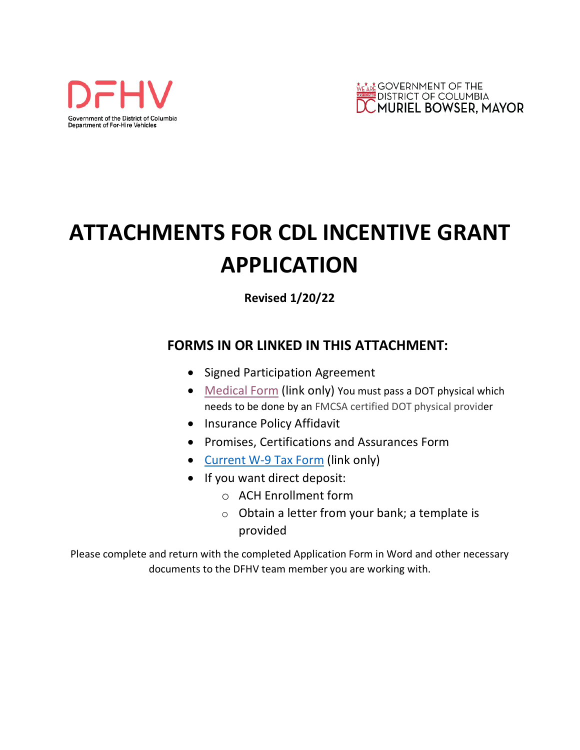DFHV

Government of the District of Columbia
Department of For-Hire Vehicles

GOVERNMENT OF THE DISTRICT OF COLUMBIA
MURIEL BOWSER, MAYOR

# ATTACHMENTS FOR CDL INCENTIVE GRANT APPLICATION

**Revised 1/20/22**

## FORMS IN OR LINKED IN THIS ATTACHMENT:

- Signed Participation Agreement
- Medical Form (link only) You must pass a DOT physical which needs to be done by an FMCSA certified DOT physical provider
- Insurance Policy Affidavit
- Promises, Certifications and Assurances Form
- Current W-9 Tax Form (link only)
- If you want direct deposit:
  - ACH Enrollment form
  - Obtain a letter from your bank; a template is provided

Please complete and return with the completed Application Form in Word and other necessary documents to the DFHV team member you are working with.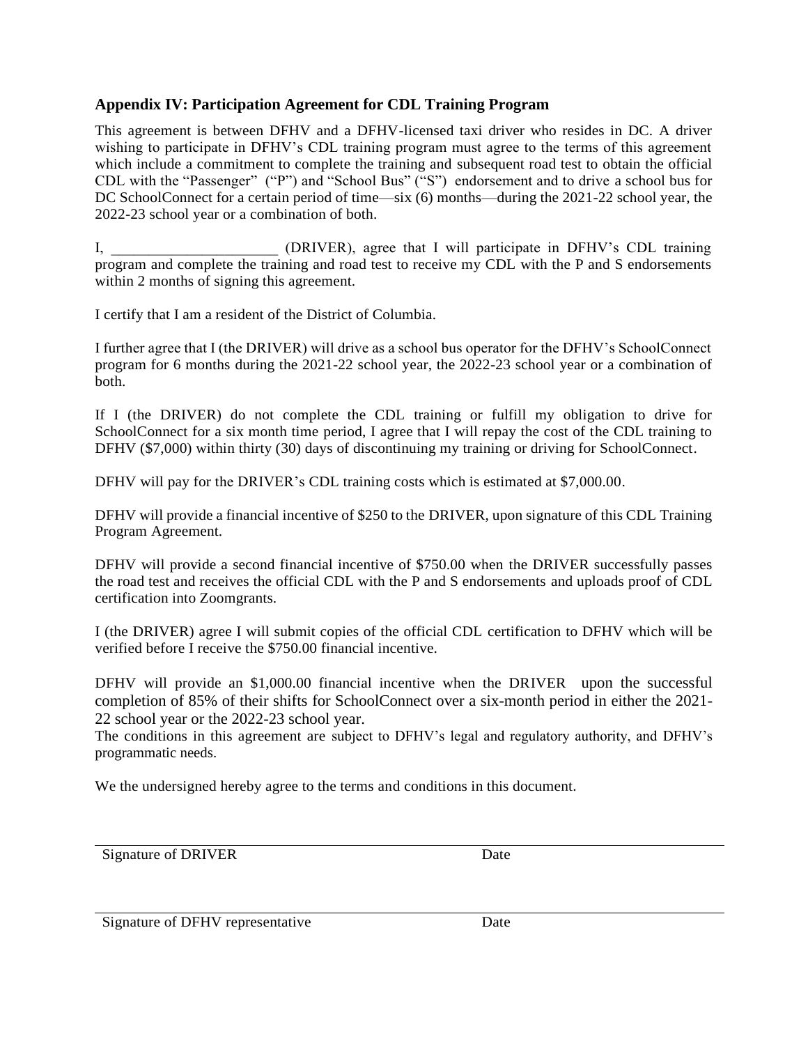## Appendix IV: Participation Agreement for CDL Training Program

This agreement is between DFHV and a DFHV-licensed taxi driver who resides in DC. A driver wishing to participate in DFHV's CDL training program must agree to the terms of this agreement which include a commitment to complete the training and subsequent road test to obtain the official CDL with the "Passenger" ("P") and "School Bus" ("S") endorsement and to drive a school bus for DC SchoolConnect for a certain period of time—six (6) months—during the 2021-22 school year, the 2022-23 school year or a combination of both.

I, ______________________ (DRIVER), agree that I will participate in DFHV's CDL training program and complete the training and road test to receive my CDL with the P and S endorsements within 2 months of signing this agreement.

I certify that I am a resident of the District of Columbia.

I further agree that I (the DRIVER) will drive as a school bus operator for the DFHV's SchoolConnect program for 6 months during the 2021-22 school year, the 2022-23 school year or a combination of both.

If I (the DRIVER) do not complete the CDL training or fulfill my obligation to drive for SchoolConnect for a six month time period, I agree that I will repay the cost of the CDL training to DFHV ($7,000) within thirty (30) days of discontinuing my training or driving for SchoolConnect.

DFHV will pay for the DRIVER's CDL training costs which is estimated at $7,000.00.

DFHV will provide a financial incentive of $250 to the DRIVER, upon signature of this CDL Training Program Agreement.

DFHV will provide a second financial incentive of $750.00 when the DRIVER successfully passes the road test and receives the official CDL with the P and S endorsements and uploads proof of CDL certification into Zoomgrants.

I (the DRIVER) agree I will submit copies of the official CDL certification to DFHV which will be verified before I receive the $750.00 financial incentive.

DFHV will provide an $1,000.00 financial incentive when the DRIVER upon the successful completion of 85% of their shifts for SchoolConnect over a six-month period in either the 2021-22 school year or the 2022-23 school year.

The conditions in this agreement are subject to DFHV's legal and regulatory authority, and DFHV's programmatic needs.

We the undersigned hereby agree to the terms and conditions in this document.

_____________________________________________________________

Signature of DRIVER Date

_____________________________________________________________

Signature of DFHV representative Date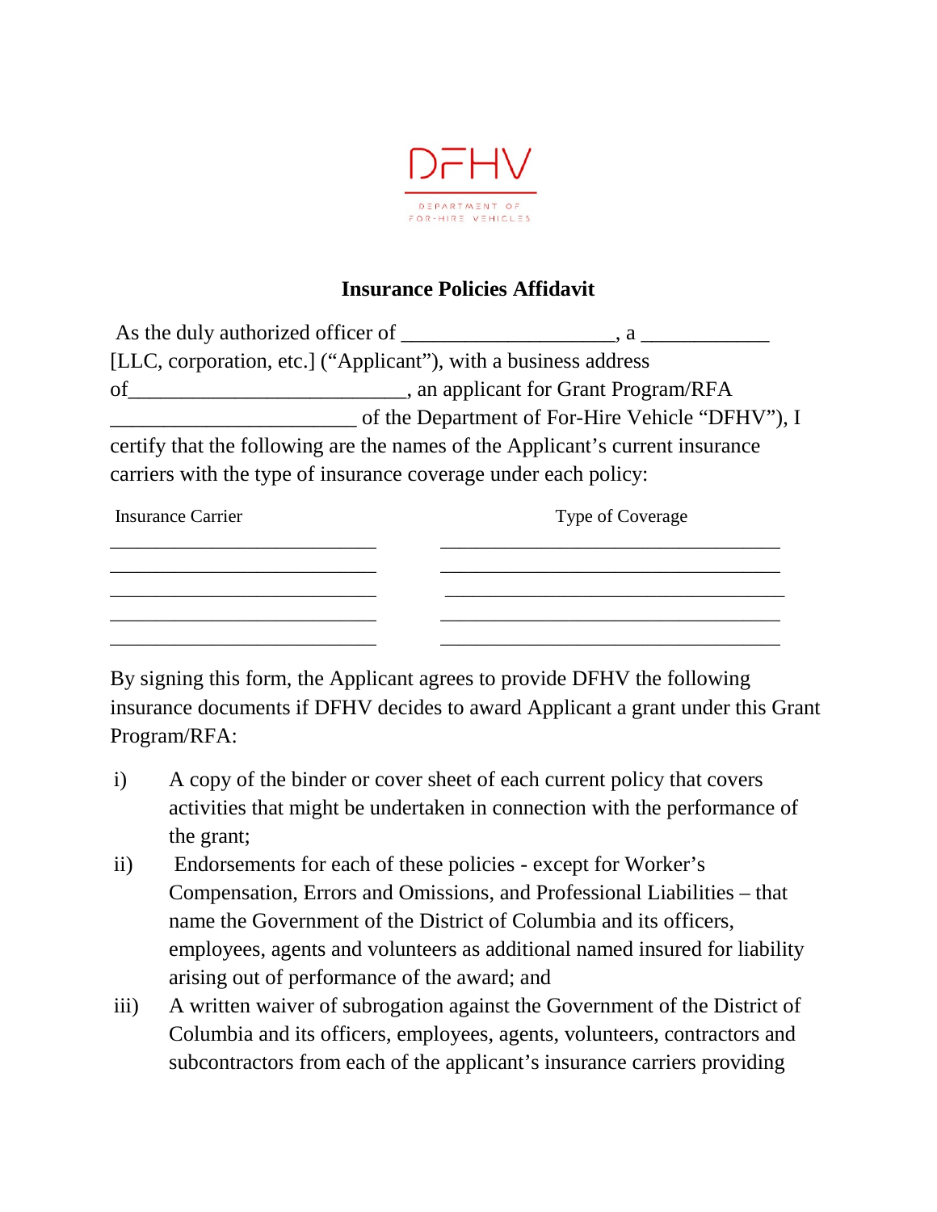DFHV

DEPARTMENT OF FOR-HIRE VEHICLES

## Insurance Policies Affidavit

As the duly authorized officer of ____________________, a ____________ [LLC, corporation, etc.] ("Applicant"), with a business address of__________________________, an applicant for Grant Program/RFA _______________________ of the Department of For-Hire Vehicle "DFHV"), I certify that the following are the names of the Applicant's current insurance carriers with the type of insurance coverage under each policy:

| Insurance Carrier | Type of Coverage |
| --- | --- |
| ___________________________ | __________________________________ |
| ___________________________ | __________________________________ |
| ___________________________ | __________________________________ |
| ___________________________ | __________________________________ |
| ___________________________ | __________________________________ |

By signing this form, the Applicant agrees to provide DFHV the following insurance documents if DFHV decides to award Applicant a grant under this Grant Program/RFA:

i) A copy of the binder or cover sheet of each current policy that covers activities that might be undertaken in connection with the performance of the grant;

ii) Endorsements for each of these policies - except for Worker's Compensation, Errors and Omissions, and Professional Liabilities – that name the Government of the District of Columbia and its officers, employees, agents and volunteers as additional named insured for liability arising out of performance of the award; and

iii) A written waiver of subrogation against the Government of the District of Columbia and its officers, employees, agents, volunteers, contractors and subcontractors from each of the applicant's insurance carriers providing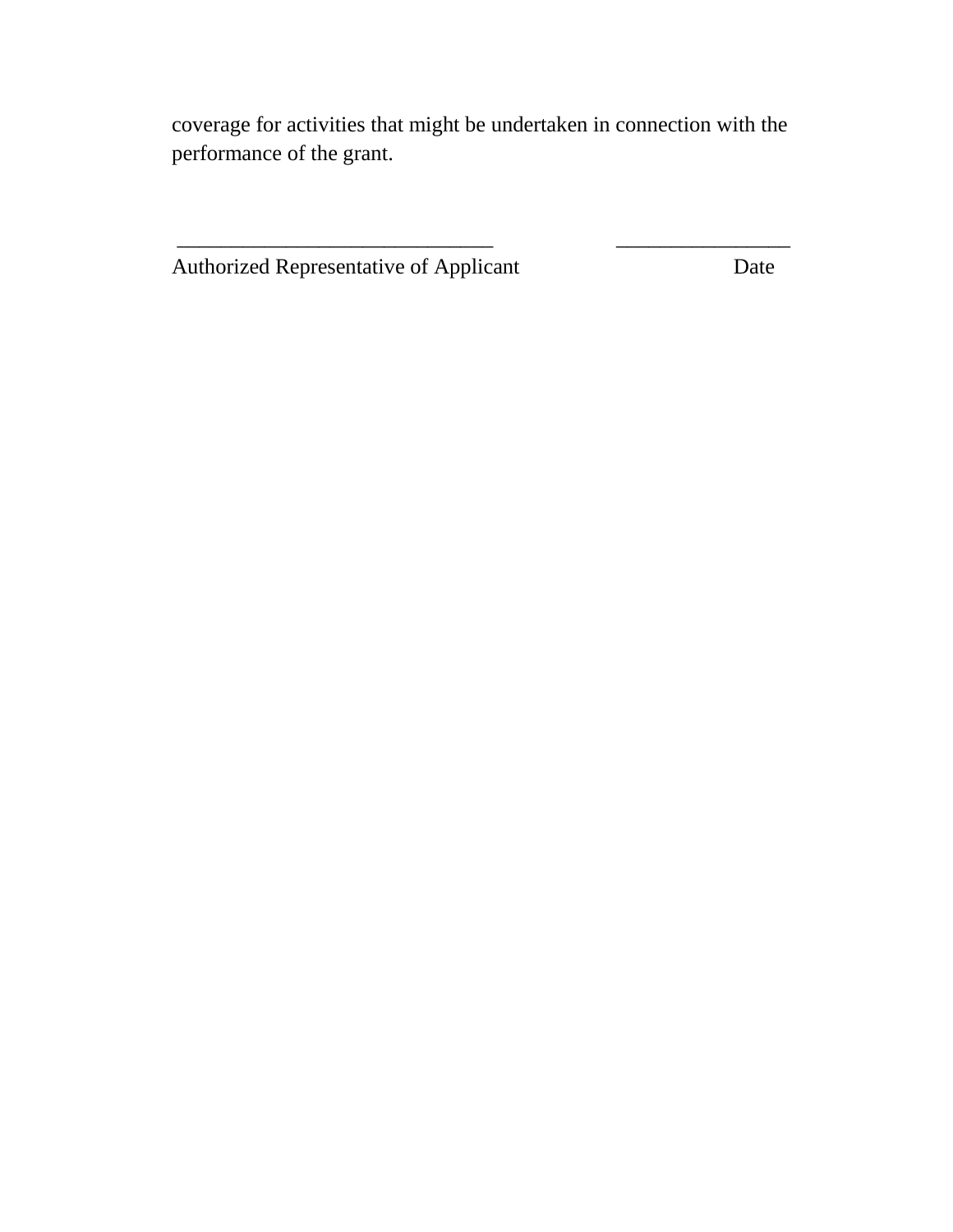coverage for activities that might be undertaken in connection with the performance of the grant.

| ______________________________ | ________________ |
| --- | --- |
| Authorized Representative of Applicant | Date |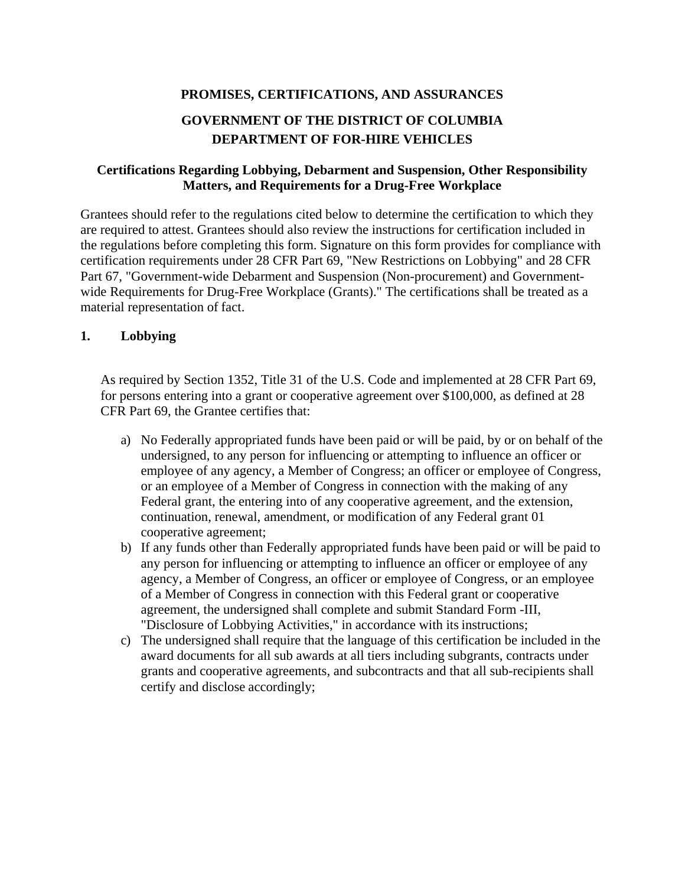**PROMISES, CERTIFICATIONS, AND ASSURANCES**

**GOVERNMENT OF THE DISTRICT OF COLUMBIA**
**DEPARTMENT OF FOR-HIRE VEHICLES**

**Certifications Regarding Lobbying, Debarment and Suspension, Other Responsibility Matters, and Requirements for a Drug-Free Workplace**

Grantees should refer to the regulations cited below to determine the certification to which they are required to attest. Grantees should also review the instructions for certification included in the regulations before completing this form. Signature on this form provides for compliance with certification requirements under 28 CFR Part 69, "New Restrictions on Lobbying" and 28 CFR Part 67, "Government-wide Debarment and Suspension (Non-procurement) and Government-wide Requirements for Drug-Free Workplace (Grants)." The certifications shall be treated as a material representation of fact.

## 1. Lobbying

As required by Section 1352, Title 31 of the U.S. Code and implemented at 28 CFR Part 69, for persons entering into a grant or cooperative agreement over $100,000, as defined at 28 CFR Part 69, the Grantee certifies that:

a) No Federally appropriated funds have been paid or will be paid, by or on behalf of the undersigned, to any person for influencing or attempting to influence an officer or employee of any agency, a Member of Congress; an officer or employee of Congress, or an employee of a Member of Congress in connection with the making of any Federal grant, the entering into of any cooperative agreement, and the extension, continuation, renewal, amendment, or modification of any Federal grant 01 cooperative agreement;

b) If any funds other than Federally appropriated funds have been paid or will be paid to any person for influencing or attempting to influence an officer or employee of any agency, a Member of Congress, an officer or employee of Congress, or an employee of a Member of Congress in connection with this Federal grant or cooperative agreement, the undersigned shall complete and submit Standard Form -III, "Disclosure of Lobbying Activities," in accordance with its instructions;

c) The undersigned shall require that the language of this certification be included in the award documents for all sub awards at all tiers including subgrants, contracts under grants and cooperative agreements, and subcontracts and that all sub-recipients shall certify and disclose accordingly;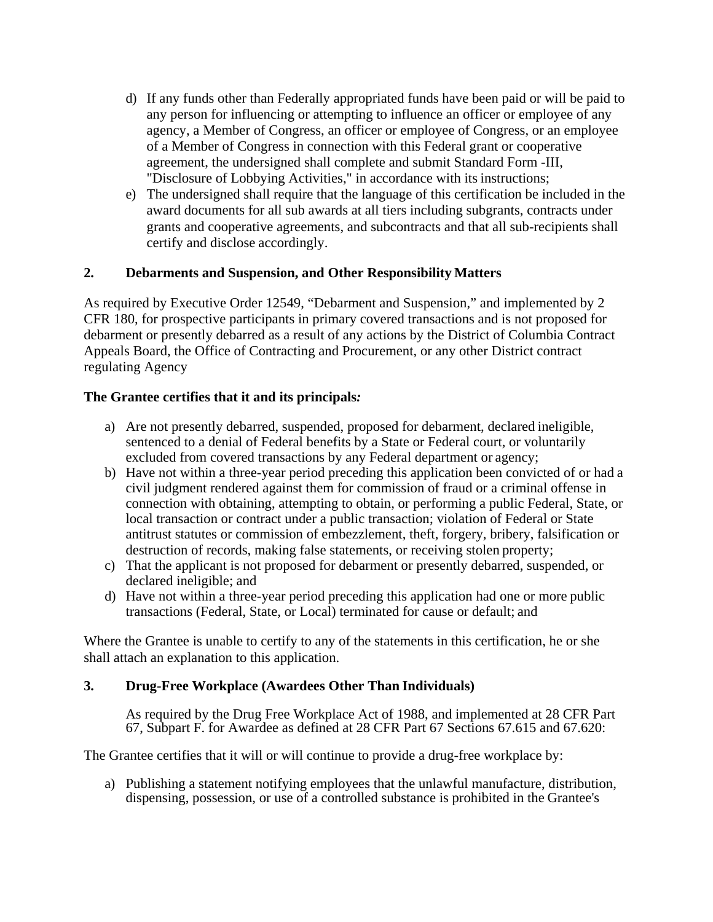d) If any funds other than Federally appropriated funds have been paid or will be paid to any person for influencing or attempting to influence an officer or employee of any agency, a Member of Congress, an officer or employee of Congress, or an employee of a Member of Congress in connection with this Federal grant or cooperative agreement, the undersigned shall complete and submit Standard Form -III, "Disclosure of Lobbying Activities," in accordance with its instructions;
e) The undersigned shall require that the language of this certification be included in the award documents for all sub awards at all tiers including subgrants, contracts under grants and cooperative agreements, and subcontracts and that all sub-recipients shall certify and disclose accordingly.

## 2. Debarments and Suspension, and Other Responsibility Matters

As required by Executive Order 12549, "Debarment and Suspension," and implemented by 2 CFR 180, for prospective participants in primary covered transactions and is not proposed for debarment or presently debarred as a result of any actions by the District of Columbia Contract Appeals Board, the Office of Contracting and Procurement, or any other District contract regulating Agency

**The Grantee certifies that it and its principals*:***

a) Are not presently debarred, suspended, proposed for debarment, declared ineligible, sentenced to a denial of Federal benefits by a State or Federal court, or voluntarily excluded from covered transactions by any Federal department or agency;
b) Have not within a three-year period preceding this application been convicted of or had a civil judgment rendered against them for commission of fraud or a criminal offense in connection with obtaining, attempting to obtain, or performing a public Federal, State, or local transaction or contract under a public transaction; violation of Federal or State antitrust statutes or commission of embezzlement, theft, forgery, bribery, falsification or destruction of records, making false statements, or receiving stolen property;
c) That the applicant is not proposed for debarment or presently debarred, suspended, or declared ineligible; and
d) Have not within a three-year period preceding this application had one or more public transactions (Federal, State, or Local) terminated for cause or default; and

Where the Grantee is unable to certify to any of the statements in this certification, he or she shall attach an explanation to this application.

## 3. Drug-Free Workplace (Awardees Other Than Individuals)

As required by the Drug Free Workplace Act of 1988, and implemented at 28 CFR Part 67, Subpart F. for Awardee as defined at 28 CFR Part 67 Sections 67.615 and 67.620:

The Grantee certifies that it will or will continue to provide a drug-free workplace by:

a) Publishing a statement notifying employees that the unlawful manufacture, distribution, dispensing, possession, or use of a controlled substance is prohibited in the Grantee's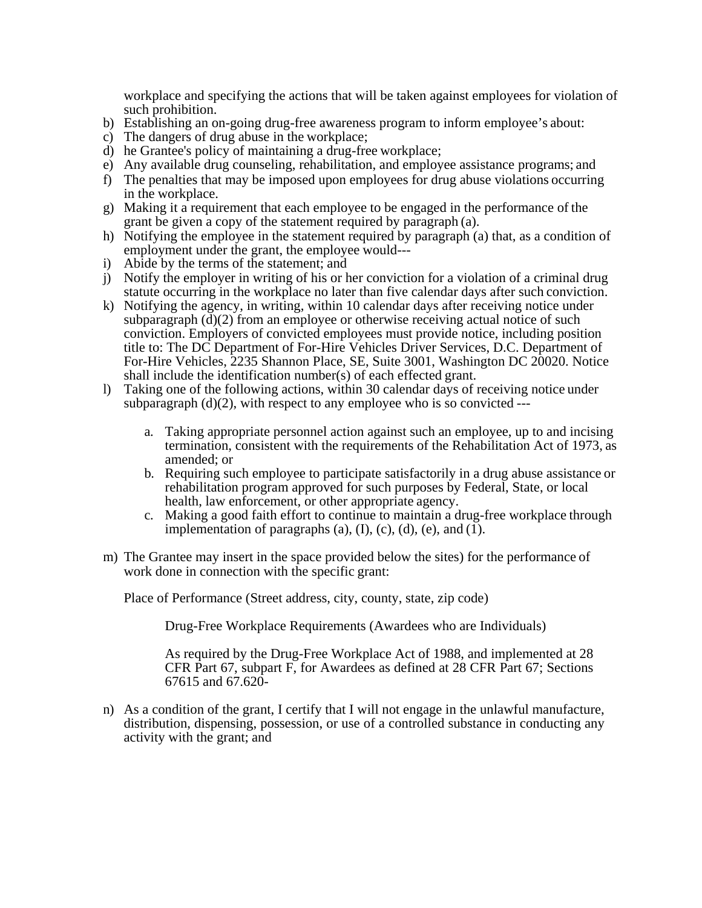workplace and specifying the actions that will be taken against employees for violation of such prohibition.

b) Establishing an on-going drug-free awareness program to inform employee's about:
c) The dangers of drug abuse in the workplace;
d) he Grantee's policy of maintaining a drug-free workplace;
e) Any available drug counseling, rehabilitation, and employee assistance programs; and
f) The penalties that may be imposed upon employees for drug abuse violations occurring in the workplace.
g) Making it a requirement that each employee to be engaged in the performance of the grant be given a copy of the statement required by paragraph (a).
h) Notifying the employee in the statement required by paragraph (a) that, as a condition of employment under the grant, the employee would---
i) Abide by the terms of the statement; and
j) Notify the employer in writing of his or her conviction for a violation of a criminal drug statute occurring in the workplace no later than five calendar days after such conviction.
k) Notifying the agency, in writing, within 10 calendar days after receiving notice under subparagraph (d)(2) from an employee or otherwise receiving actual notice of such conviction. Employers of convicted employees must provide notice, including position title to: The DC Department of For-Hire Vehicles Driver Services, D.C. Department of For-Hire Vehicles, 2235 Shannon Place, SE, Suite 3001, Washington DC 20020. Notice shall include the identification number(s) of each effected grant.
l) Taking one of the following actions, within 30 calendar days of receiving notice under subparagraph (d)(2), with respect to any employee who is so convicted ---

    a. Taking appropriate personnel action against such an employee, up to and incising termination, consistent with the requirements of the Rehabilitation Act of 1973, as amended; or
    b. Requiring such employee to participate satisfactorily in a drug abuse assistance or rehabilitation program approved for such purposes by Federal, State, or local health, law enforcement, or other appropriate agency.
    c. Making a good faith effort to continue to maintain a drug-free workplace through implementation of paragraphs (a), (I), (c), (d), (e), and (1).

m) The Grantee may insert in the space provided below the sites) for the performance of work done in connection with the specific grant:

    Place of Performance (Street address, city, county, state, zip code)

    Drug-Free Workplace Requirements (Awardees who are Individuals)

    As required by the Drug-Free Workplace Act of 1988, and implemented at 28 CFR Part 67, subpart F, for Awardees as defined at 28 CFR Part 67; Sections 67615 and 67.620-

n) As a condition of the grant, I certify that I will not engage in the unlawful manufacture, distribution, dispensing, possession, or use of a controlled substance in conducting any activity with the grant; and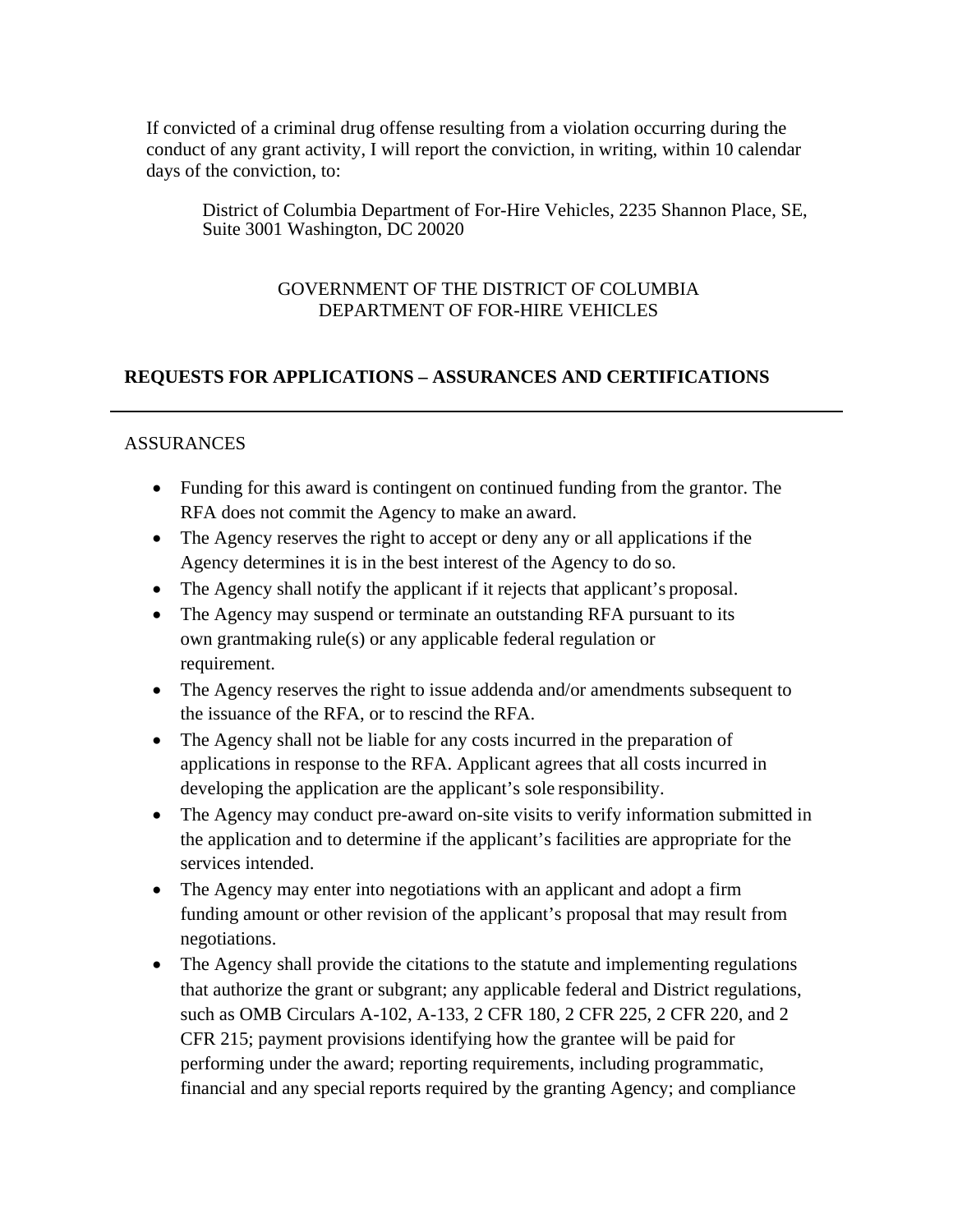If convicted of a criminal drug offense resulting from a violation occurring during the conduct of any grant activity, I will report the conviction, in writing, within 10 calendar days of the conviction, to:

> District of Columbia Department of For-Hire Vehicles, 2235 Shannon Place, SE, Suite 3001 Washington, DC 20020

GOVERNMENT OF THE DISTRICT OF COLUMBIA
DEPARTMENT OF FOR-HIRE VEHICLES

## REQUESTS FOR APPLICATIONS – ASSURANCES AND CERTIFICATIONS

---

ASSURANCES

- Funding for this award is contingent on continued funding from the grantor. The RFA does not commit the Agency to make an award.
- The Agency reserves the right to accept or deny any or all applications if the Agency determines it is in the best interest of the Agency to do so.
- The Agency shall notify the applicant if it rejects that applicant's proposal.
- The Agency may suspend or terminate an outstanding RFA pursuant to its own grantmaking rule(s) or any applicable federal regulation or requirement.
- The Agency reserves the right to issue addenda and/or amendments subsequent to the issuance of the RFA, or to rescind the RFA.
- The Agency shall not be liable for any costs incurred in the preparation of applications in response to the RFA. Applicant agrees that all costs incurred in developing the application are the applicant's sole responsibility.
- The Agency may conduct pre-award on-site visits to verify information submitted in the application and to determine if the applicant's facilities are appropriate for the services intended.
- The Agency may enter into negotiations with an applicant and adopt a firm funding amount or other revision of the applicant's proposal that may result from negotiations.
- The Agency shall provide the citations to the statute and implementing regulations that authorize the grant or subgrant; any applicable federal and District regulations, such as OMB Circulars A-102, A-133, 2 CFR 180, 2 CFR 225, 2 CFR 220, and 2 CFR 215; payment provisions identifying how the grantee will be paid for performing under the award; reporting requirements, including programmatic, financial and any special reports required by the granting Agency; and compliance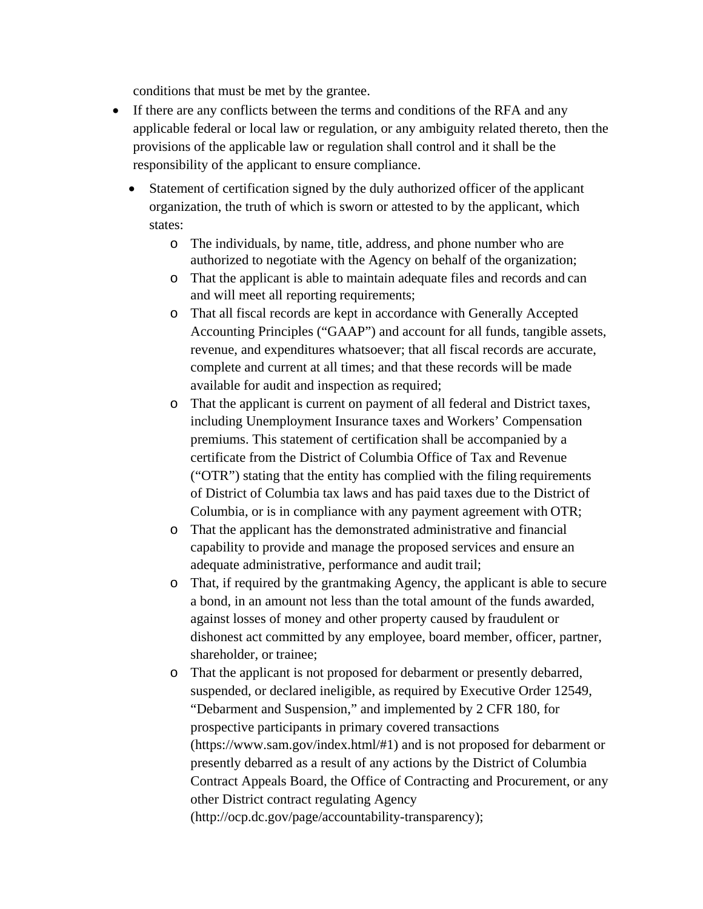conditions that must be met by the grantee.

- If there are any conflicts between the terms and conditions of the RFA and any applicable federal or local law or regulation, or any ambiguity related thereto, then the provisions of the applicable law or regulation shall control and it shall be the responsibility of the applicant to ensure compliance.
  - Statement of certification signed by the duly authorized officer of the applicant organization, the truth of which is sworn or attested to by the applicant, which states:
    - The individuals, by name, title, address, and phone number who are authorized to negotiate with the Agency on behalf of the organization;
    - That the applicant is able to maintain adequate files and records and can and will meet all reporting requirements;
    - That all fiscal records are kept in accordance with Generally Accepted Accounting Principles ("GAAP") and account for all funds, tangible assets, revenue, and expenditures whatsoever; that all fiscal records are accurate, complete and current at all times; and that these records will be made available for audit and inspection as required;
    - That the applicant is current on payment of all federal and District taxes, including Unemployment Insurance taxes and Workers' Compensation premiums. This statement of certification shall be accompanied by a certificate from the District of Columbia Office of Tax and Revenue ("OTR") stating that the entity has complied with the filing requirements of District of Columbia tax laws and has paid taxes due to the District of Columbia, or is in compliance with any payment agreement with OTR;
    - That the applicant has the demonstrated administrative and financial capability to provide and manage the proposed services and ensure an adequate administrative, performance and audit trail;
    - That, if required by the grantmaking Agency, the applicant is able to secure a bond, in an amount not less than the total amount of the funds awarded, against losses of money and other property caused by fraudulent or dishonest act committed by any employee, board member, officer, partner, shareholder, or trainee;
    - That the applicant is not proposed for debarment or presently debarred, suspended, or declared ineligible, as required by Executive Order 12549, "Debarment and Suspension," and implemented by 2 CFR 180, for prospective participants in primary covered transactions (https://www.sam.gov/index.html/#1) and is not proposed for debarment or presently debarred as a result of any actions by the District of Columbia Contract Appeals Board, the Office of Contracting and Procurement, or any other District contract regulating Agency (http://ocp.dc.gov/page/accountability-transparency);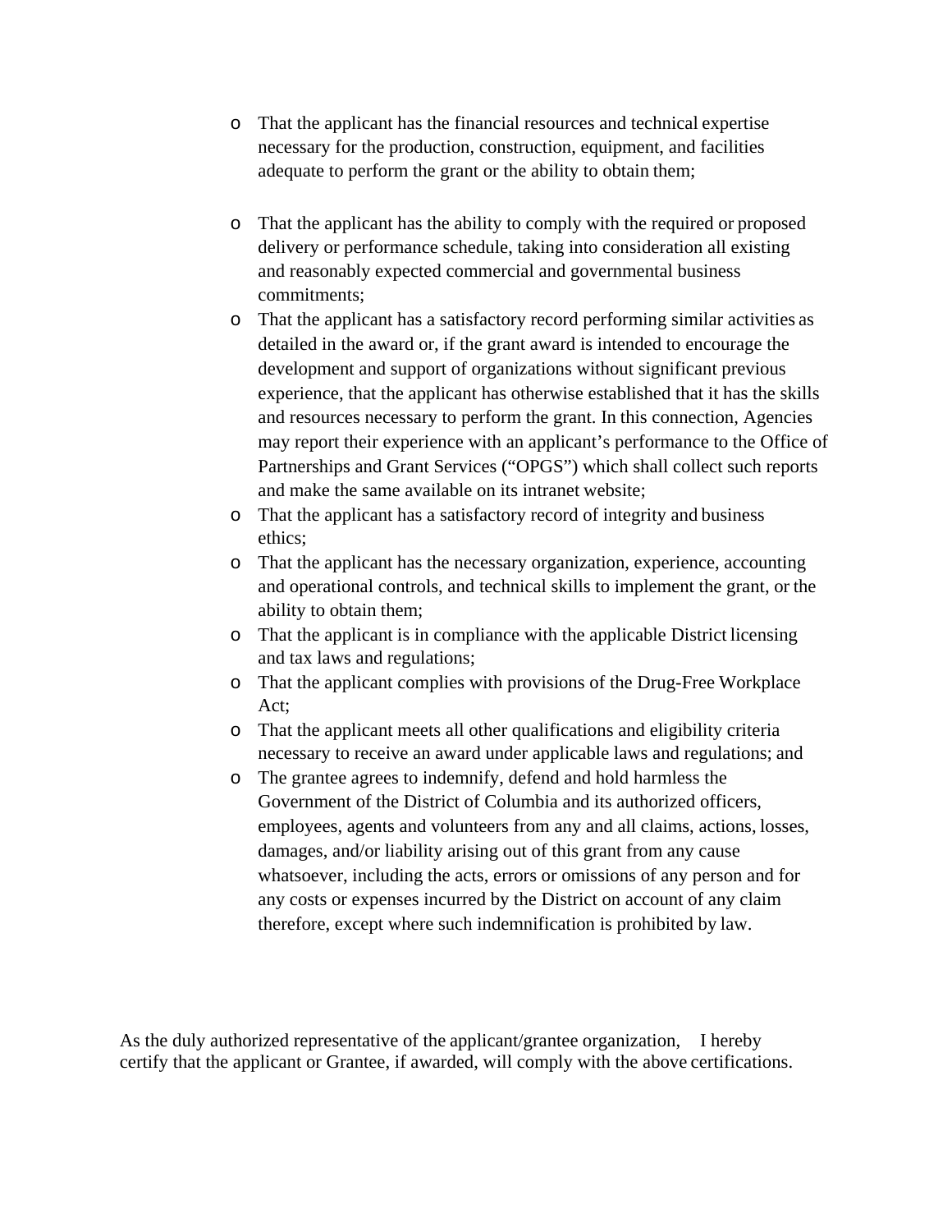- That the applicant has the financial resources and technical expertise necessary for the production, construction, equipment, and facilities adequate to perform the grant or the ability to obtain them;
- That the applicant has the ability to comply with the required or proposed delivery or performance schedule, taking into consideration all existing and reasonably expected commercial and governmental business commitments;
- That the applicant has a satisfactory record performing similar activities as detailed in the award or, if the grant award is intended to encourage the development and support of organizations without significant previous experience, that the applicant has otherwise established that it has the skills and resources necessary to perform the grant. In this connection, Agencies may report their experience with an applicant's performance to the Office of Partnerships and Grant Services ("OPGS") which shall collect such reports and make the same available on its intranet website;
- That the applicant has a satisfactory record of integrity and business ethics;
- That the applicant has the necessary organization, experience, accounting and operational controls, and technical skills to implement the grant, or the ability to obtain them;
- That the applicant is in compliance with the applicable District licensing and tax laws and regulations;
- That the applicant complies with provisions of the Drug-Free Workplace Act;
- That the applicant meets all other qualifications and eligibility criteria necessary to receive an award under applicable laws and regulations; and
- The grantee agrees to indemnify, defend and hold harmless the Government of the District of Columbia and its authorized officers, employees, agents and volunteers from any and all claims, actions, losses, damages, and/or liability arising out of this grant from any cause whatsoever, including the acts, errors or omissions of any person and for any costs or expenses incurred by the District on account of any claim therefore, except where such indemnification is prohibited by law.

As the duly authorized representative of the applicant/grantee organization, I hereby certify that the applicant or Grantee, if awarded, will comply with the above certifications.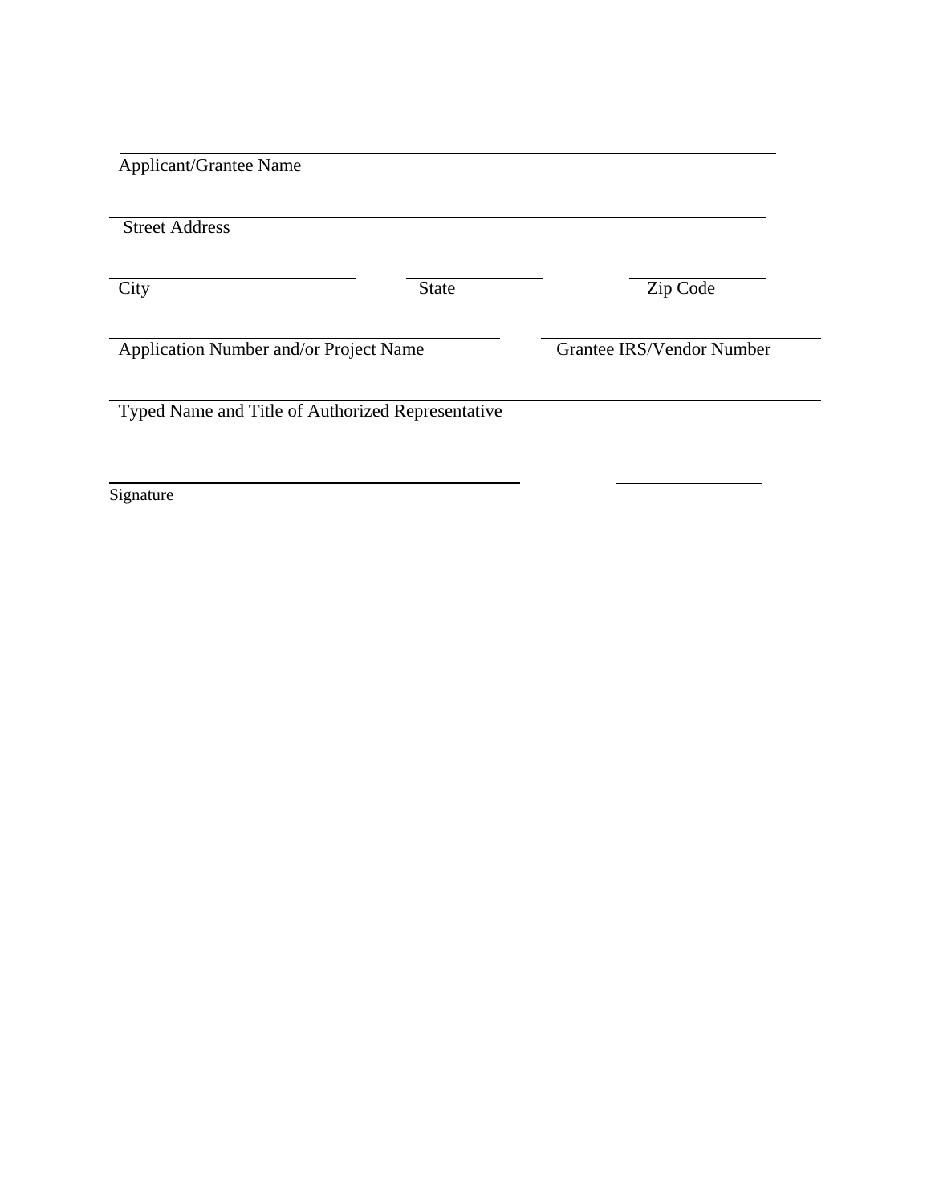\_\_\_\_\_\_\_\_\_\_\_\_\_\_\_\_\_\_\_\_\_\_\_\_\_\_\_\_\_\_\_\_\_\_\_\_\_\_\_\_\_\_\_\_\_\_\_\_\_\_\_\_\_\_\_\_\_\_

Applicant/Grantee Name

\_\_\_\_\_\_\_\_\_\_\_\_\_\_\_\_\_\_\_\_\_\_\_\_\_\_\_\_\_\_\_\_\_\_\_\_\_\_\_\_\_\_\_\_\_\_\_\_\_\_\_\_\_\_\_\_\_\_

Street Address

| \_\_\_\_\_\_\_\_\_\_\_\_\_\_\_\_\_\_\_\_ | \_\_\_\_\_\_\_\_\_\_\_\_ | \_\_\_\_\_\_\_\_\_\_\_\_ |
|---|---|---|
| City | State | Zip Code |

| \_\_\_\_\_\_\_\_\_\_\_\_\_\_\_\_\_\_\_\_\_\_\_\_\_\_\_\_\_\_\_\_\_\_ | \_\_\_\_\_\_\_\_\_\_\_\_\_\_\_\_\_\_\_\_\_\_\_\_\_\_ |
|---|---|
| Application Number and/or Project Name | Grantee IRS/Vendor Number |

\_\_\_\_\_\_\_\_\_\_\_\_\_\_\_\_\_\_\_\_\_\_\_\_\_\_\_\_\_\_\_\_\_\_\_\_\_\_\_\_\_\_\_\_\_\_\_\_\_\_\_\_\_\_\_\_\_\_

Typed Name and Title of Authorized Representative

| \_\_\_\_\_\_\_\_\_\_\_\_\_\_\_\_\_\_\_\_\_\_\_\_\_\_\_\_\_\_\_\_\_\_\_\_ | \_\_\_\_\_\_\_\_\_\_\_\_\_\_ |
|---|---|
| Signature | |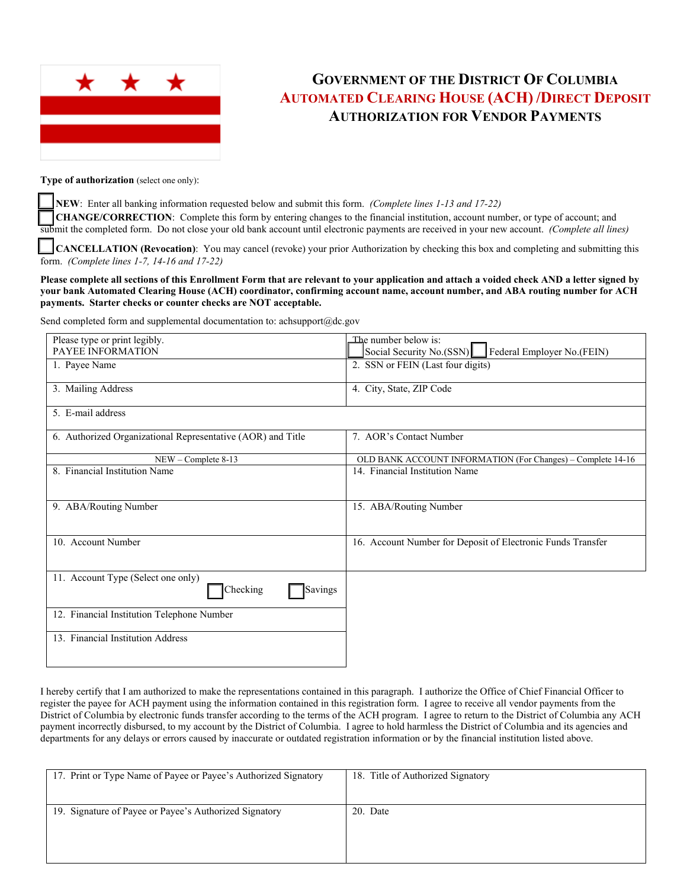# GOVERNMENT OF THE DISTRICT OF COLUMBIA
## AUTOMATED CLEARING HOUSE (ACH) /DIRECT DEPOSIT
## AUTHORIZATION FOR VENDOR PAYMENTS

**Type of authorization** (select one only):

☐ **NEW**: Enter all banking information requested below and submit this form. *(Complete lines 1-13 and 17-22)*

☐ **CHANGE/CORRECTION**: Complete this form by entering changes to the financial institution, account number, or type of account; and submit the completed form. Do not close your old bank account until electronic payments are received in your new account. *(Complete all lines)*

☐ **CANCELLATION (Revocation)**: You may cancel (revoke) your prior Authorization by checking this box and completing and submitting this form. *(Complete lines 1-7, 14-16 and 17-22)*

**Please complete all sections of this Enrollment Form that are relevant to your application and attach a voided check AND a letter signed by your bank Automated Clearing House (ACH) coordinator, confirming account name, account number, and ABA routing number for ACH payments. Starter checks or counter checks are NOT acceptable.**

Send completed form and supplemental documentation to: achsupport@dc.gov

| Please type or print legibly.<br>PAYEE INFORMATION | The number below is:<br>☐ Social Security No.(SSN) ☐ Federal Employer No.(FEIN) |
|---|---|
| 1. Payee Name | 2. SSN or FEIN (Last four digits) |
| 3. Mailing Address | 4. City, State, ZIP Code |
| 5. E-mail address | |
| 6. Authorized Organizational Representative (AOR) and Title | 7. AOR's Contact Number |
| NEW – Complete 8-13 | OLD BANK ACCOUNT INFORMATION (For Changes) – Complete 14-16 |
| 8. Financial Institution Name | 14. Financial Institution Name |
| 9. ABA/Routing Number | 15. ABA/Routing Number |
| 10. Account Number | 16. Account Number for Deposit of Electronic Funds Transfer |
| 11. Account Type (Select one only)<br>☐ Checking ☐ Savings | |
| 12. Financial Institution Telephone Number | |
| 13. Financial Institution Address | |

I hereby certify that I am authorized to make the representations contained in this paragraph. I authorize the Office of Chief Financial Officer to register the payee for ACH payment using the information contained in this registration form. I agree to receive all vendor payments from the District of Columbia by electronic funds transfer according to the terms of the ACH program. I agree to return to the District of Columbia any ACH payment incorrectly disbursed, to my account by the District of Columbia. I agree to hold harmless the District of Columbia and its agencies and departments for any delays or errors caused by inaccurate or outdated registration information or by the financial institution listed above.

| 17. Print or Type Name of Payee or Payee's Authorized Signatory | 18. Title of Authorized Signatory |
|---|---|
| 19. Signature of Payee or Payee's Authorized Signatory | 20. Date |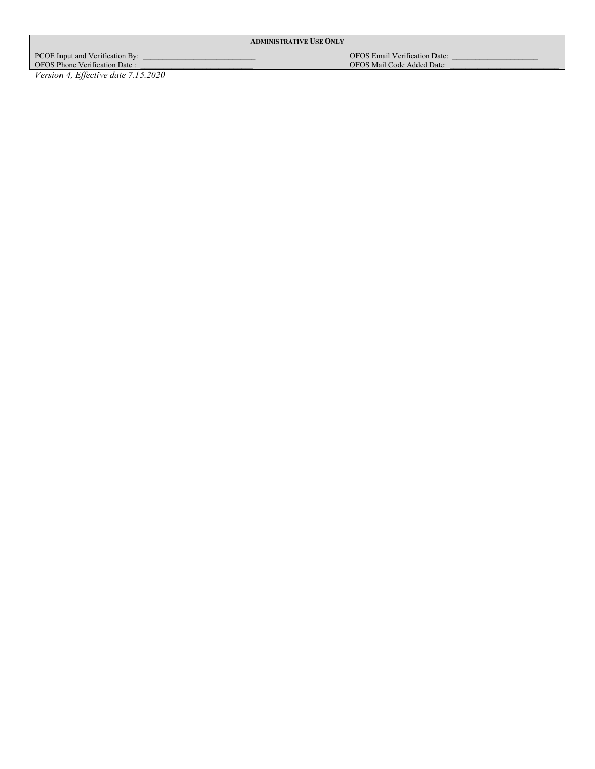**Administrative Use Only**

| | |
|---|---|
| PCOE Input and Verification By: ____________________________ | OFOS Email Verification Date: ______________________ |
| OFOS Phone Verification Date : ____________________________ | OFOS Mail Code Added Date: ____________________________ |

*Version 4, Effective date 7.15.2020*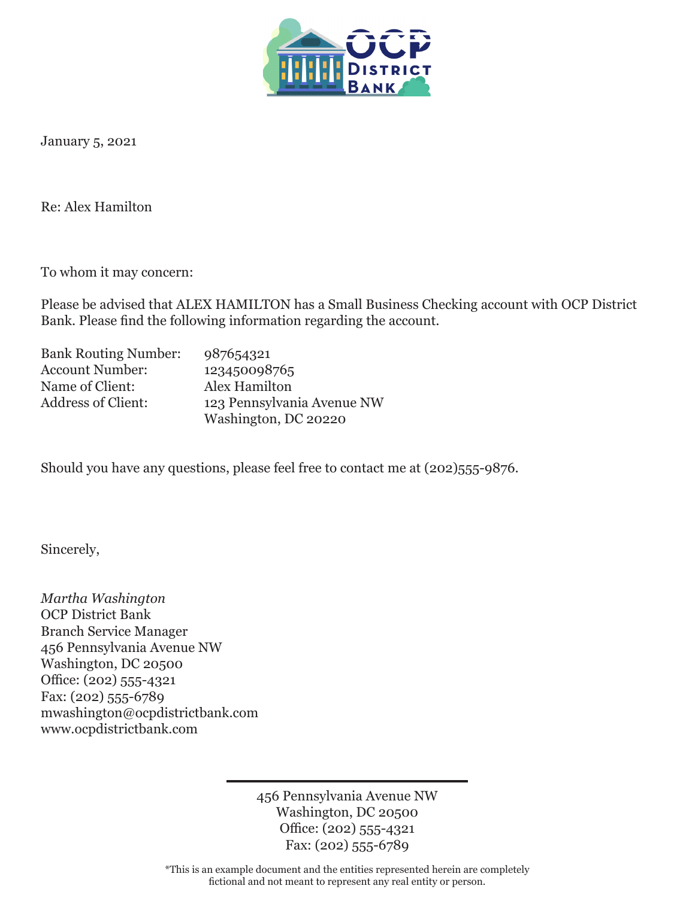January 5, 2021

Re: Alex Hamilton

To whom it may concern:

Please be advised that ALEX HAMILTON has a Small Business Checking account with OCP District Bank. Please find the following information regarding the account.

| | |
|---|---|
| Bank Routing Number: | 987654321 |
| Account Number: | 123450098765 |
| Name of Client: | Alex Hamilton |
| Address of Client: | 123 Pennsylvania Avenue NW<br>Washington, DC 20220 |

Should you have any questions, please feel free to contact me at (202)555-9876.

Sincerely,

*Martha Washington*
OCP District Bank
Branch Service Manager
456 Pennsylvania Avenue NW
Washington, DC 20500
Office: (202) 555-4321
Fax: (202) 555-6789
mwashington@ocpdistrictbank.com
www.ocpdistrictbank.com

456 Pennsylvania Avenue NW
Washington, DC 20500
Office: (202) 555-4321
Fax: (202) 555-6789

*This is an example document and the entities represented herein are completely fictional and not meant to represent any real entity or person.